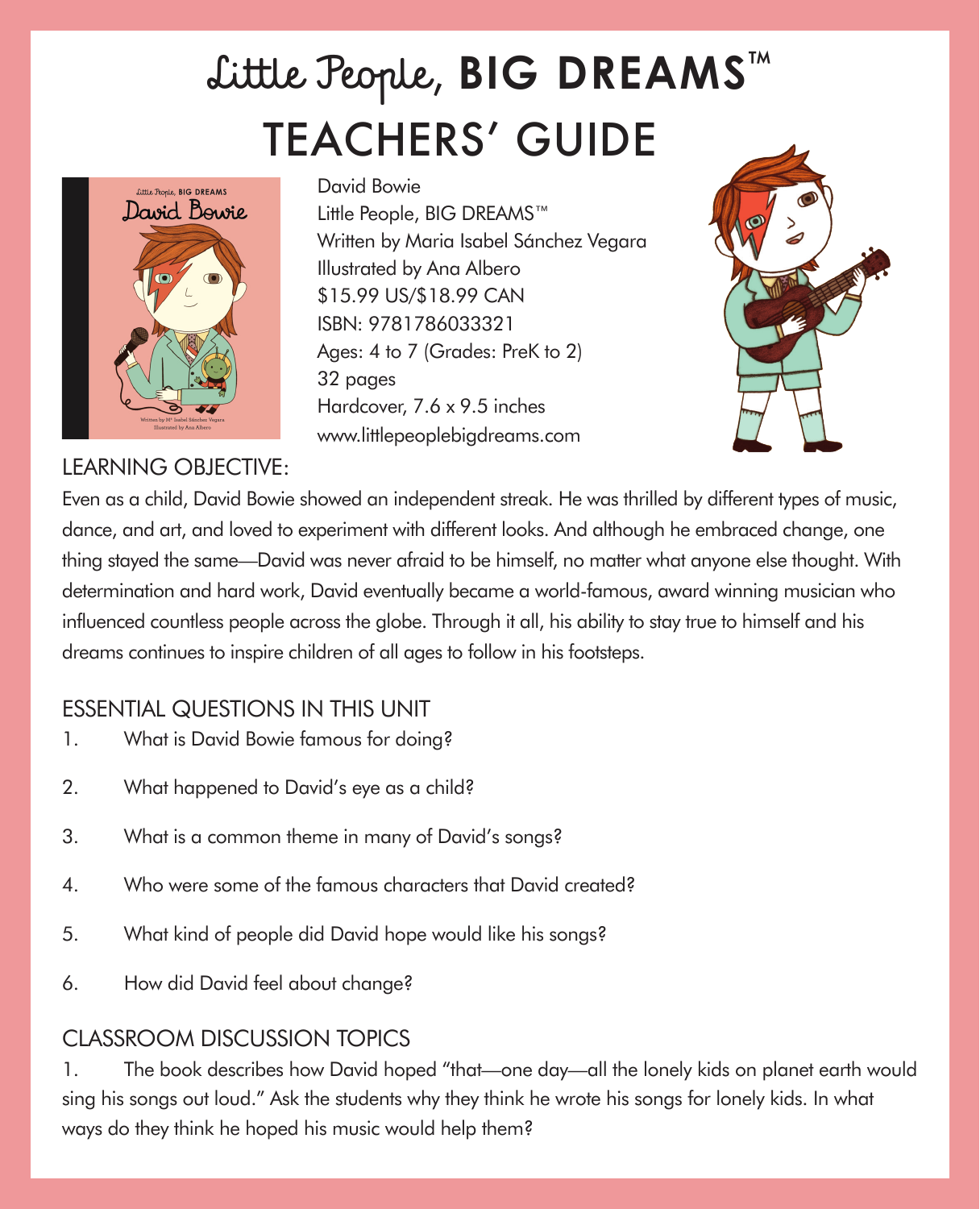# Little People, BIG DREAMS™
# TEACHERS' GUIDE

David Bowie
Little People, BIG DREAMS™
Written by Maria Isabel Sánchez Vegara
Illustrated by Ana Albero
$15.99 US/$18.99 CAN
ISBN: 9781786033321
Ages: 4 to 7 (Grades: PreK to 2)
32 pages
Hardcover, 7.6 x 9.5 inches
www.littlepeoplebigdreams.com

## LEARNING OBJECTIVE:

Even as a child, David Bowie showed an independent streak. He was thrilled by different types of music, dance, and art, and loved to experiment with different looks. And although he embraced change, one thing stayed the same—David was never afraid to be himself, no matter what anyone else thought. With determination and hard work, David eventually became a world-famous, award winning musician who influenced countless people across the globe. Through it all, his ability to stay true to himself and his dreams continues to inspire children of all ages to follow in his footsteps.

## ESSENTIAL QUESTIONS IN THIS UNIT

1. What is David Bowie famous for doing?
2. What happened to David's eye as a child?
3. What is a common theme in many of David's songs?
4. Who were some of the famous characters that David created?
5. What kind of people did David hope would like his songs?
6. How did David feel about change?

## CLASSROOM DISCUSSION TOPICS

1. The book describes how David hoped "that—one day—all the lonely kids on planet earth would sing his songs out loud." Ask the students why they think he wrote his songs for lonely kids. In what ways do they think he hoped his music would help them?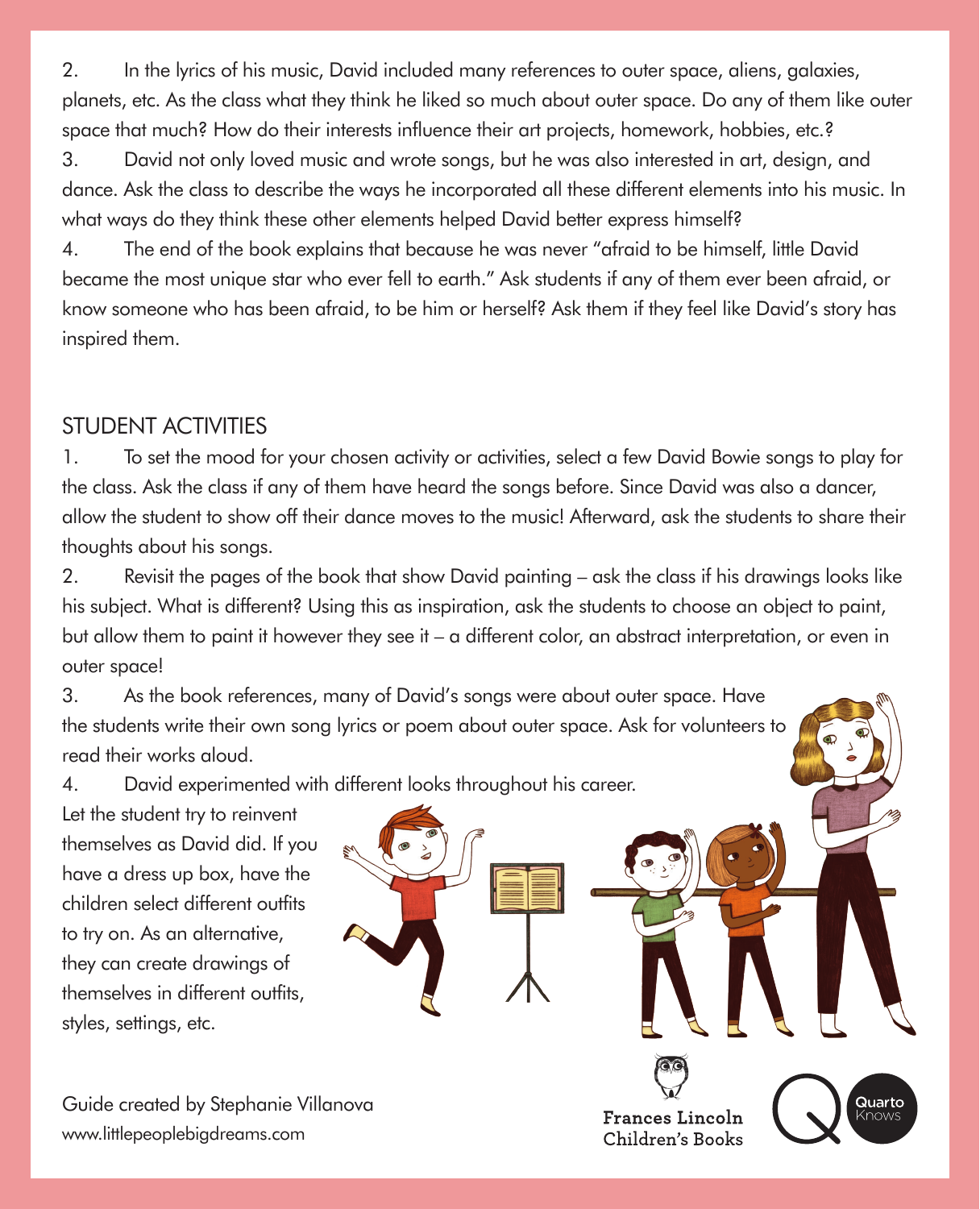2. In the lyrics of his music, David included many references to outer space, aliens, galaxies, planets, etc. As the class what they think he liked so much about outer space. Do any of them like outer space that much? How do their interests influence their art projects, homework, hobbies, etc.?

3. David not only loved music and wrote songs, but he was also interested in art, design, and dance. Ask the class to describe the ways he incorporated all these different elements into his music. In what ways do they think these other elements helped David better express himself?

4. The end of the book explains that because he was never "afraid to be himself, little David became the most unique star who ever fell to earth." Ask students if any of them ever been afraid, or know someone who has been afraid, to be him or herself? Ask them if they feel like David's story has inspired them.

## STUDENT ACTIVITIES

1. To set the mood for your chosen activity or activities, select a few David Bowie songs to play for the class. Ask the class if any of them have heard the songs before. Since David was also a dancer, allow the student to show off their dance moves to the music! Afterward, ask the students to share their thoughts about his songs.

2. Revisit the pages of the book that show David painting – ask the class if his drawings looks like his subject. What is different? Using this as inspiration, ask the students to choose an object to paint, but allow them to paint it however they see it – a different color, an abstract interpretation, or even in outer space!

3. As the book references, many of David's songs were about outer space. Have the students write their own song lyrics or poem about outer space. Ask for volunteers to read their works aloud.

4. David experimented with different looks throughout his career. Let the student try to reinvent themselves as David did. If you have a dress up box, have the children select different outfits to try on. As an alternative, they can create drawings of themselves in different outfits, styles, settings, etc.

Guide created by Stephanie Villanova
www.littlepeoplebigdreams.com

Frances Lincoln Children's Books

Quarto Knows